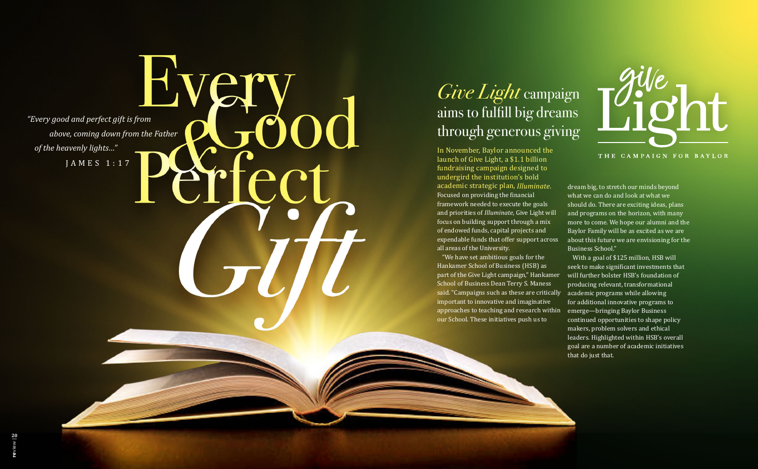# Every Good & Perfect Gift

*"Every good and perfect gift is from above, coming down from the Father of the heavenly lights..."*

JAMES 1:17

## *Give Light* campaign aims to fulfill big dreams through generous giving

Give Light

THE CAMPAIGN FOR BAYLOR

In November, Baylor announced the launch of Give Light, a $1.1 billion fundraising campaign designed to undergird the institution's bold academic strategic plan, *Illuminate*. Focused on providing the financial framework needed to execute the goals and priorities of *Illuminate*, Give Light will focus on building support through a mix of endowed funds, capital projects and expendable funds that offer support across all areas of the University.

"We have set ambitious goals for the Hankamer School of Business (HSB) as part of the Give Light campaign," Hankamer School of Business Dean Terry S. Maness said. "Campaigns such as these are critically important to innovative and imaginative approaches to teaching and research within our School. These initiatives push us to dream big, to stretch our minds beyond what we can do and look at what we should do. There are exciting ideas, plans and programs on the horizon, with many more to come. We hope our alumni and the Baylor Family will be as excited as we are about this future we are envisioning for the Business School."

With a goal of $125 million, HSB will seek to make significant investments that will further bolster HSB's foundation of producing relevant, transformational academic programs while allowing for additional innovative programs to emerge—bringing Baylor Business continued opportunities to shape policy makers, problem solvers and ethical leaders. Highlighted within HSB's overall goal are a number of academic initiatives that do just that.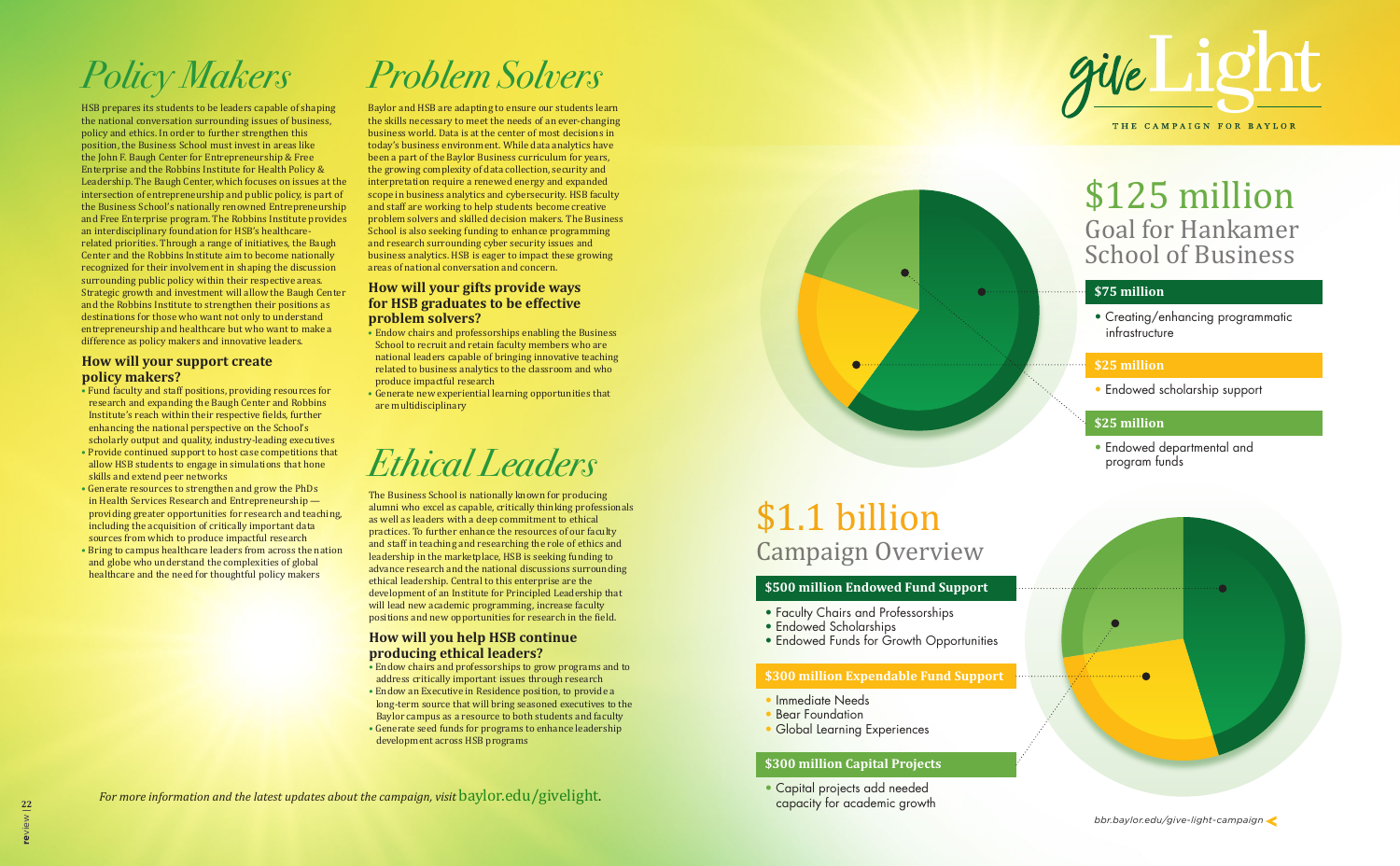# Policy Makers

HSB prepares its students to be leaders capable of shaping the national conversation surrounding issues of business, policy and ethics. In order to further strengthen this position, the Business School must invest in areas like the John F. Baugh Center for Entrepreneurship & Free Enterprise and the Robbins Institute for Health Policy & Leadership. The Baugh Center, which focuses on issues at the intersection of entrepreneurship and public policy, is part of the Business School's nationally renowned Entrepreneurship and Free Enterprise program. The Robbins Institute provides an interdisciplinary foundation for HSB's healthcare-related priorities. Through a range of initiatives, the Baugh Center and the Robbins Institute aim to become nationally recognized for their involvement in shaping the discussion surrounding public policy within their respective areas. Strategic growth and investment will allow the Baugh Center and the Robbins Institute to strengthen their positions as destinations for those who want not only to understand entrepreneurship and healthcare but who want to make a difference as policy makers and innovative leaders.

### How will your support create policy makers?

- Fund faculty and staff positions, providing resources for research and expanding the Baugh Center and Robbins Institute's reach within their respective fields, further enhancing the national perspective on the School's scholarly output and quality, industry-leading executives
- Provide continued support to host case competitions that allow HSB students to engage in simulations that hone skills and extend peer networks
- Generate resources to strengthen and grow the PhDs in Health Services Research and Entrepreneurship — providing greater opportunities for research and teaching, including the acquisition of critically important data sources from which to produce impactful research
- Bring to campus healthcare leaders from across the nation and globe who understand the complexities of global healthcare and the need for thoughtful policy makers

# Problem Solvers

Baylor and HSB are adapting to ensure our students learn the skills necessary to meet the needs of an ever-changing business world. Data is at the center of most decisions in today's business environment. While data analytics have been a part of the Baylor Business curriculum for years, the growing complexity of data collection, security and interpretation require a renewed energy and expanded scope in business analytics and cybersecurity. HSB faculty and staff are working to help students become creative problem solvers and skilled decision makers. The Business School is also seeking funding to enhance programming and research surrounding cyber security issues and business analytics. HSB is eager to impact these growing areas of national conversation and concern.

### How will your gifts provide ways for HSB graduates to be effective problem solvers?

- Endow chairs and professorships enabling the Business School to recruit and retain faculty members who are national leaders capable of bringing innovative teaching related to business analytics to the classroom and who produce impactful research
- Generate new experiential learning opportunities that are multidisciplinary

# Ethical Leaders

The Business School is nationally known for producing alumni who excel as capable, critically thinking professionals as well as leaders with a deep commitment to ethical practices. To further enhance the resources of our faculty and staff in teaching and researching the role of ethics and leadership in the marketplace, HSB is seeking funding to advance research and the national discussions surrounding ethical leadership. Central to this enterprise are the development of an Institute for Principled Leadership that will lead new academic programming, increase faculty positions and new opportunities for research in the field.

### How will you help HSB continue producing ethical leaders?

- Endow chairs and professorships to grow programs and to address critically important issues through research
- Endow an Executive in Residence position, to provide a long-term source that will bring seasoned executives to the Baylor campus as a resource to both students and faculty
- Generate seed funds for programs to enhance leadership development across HSB programs

*For more information and the latest updates about the campus, visit* baylor.edu/givelight.

give Light

THE CAMPAIGN FOR BAYLOR

## $125 million
## Goal for Hankamer School of Business

**$75 million**

- Creating/enhancing programmatic infrastructure

**$25 million**

- Endowed scholarship support

**$25 million**

- Endowed departmental and program funds

## $1.1 billion
## Campaign Overview

**$500 million Endowed Fund Support**

- Faculty Chairs and Professorships
- Endowed Scholarships
- Endowed Funds for Growth Opportunities

**$300 million Expendable Fund Support**

- Immediate Needs
- Bear Foundation
- Global Learning Experiences

**$300 million Capital Projects**

- Capital projects add needed capacity for academic growth

*bbr.baylor.edu/give-light-campaign*